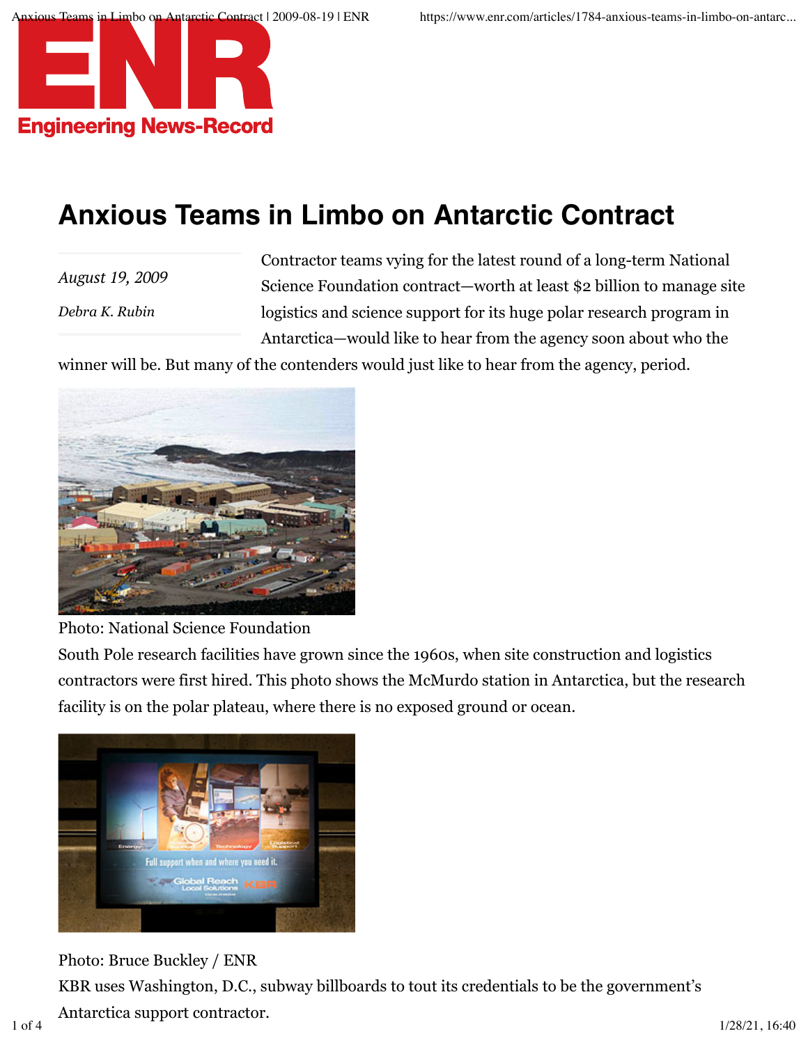# Anxious Teams in Limbo on Antarctic Contract

*August 19, 2009*

*Debra K. Rubin*

Contractor teams vying for the latest round of a long-term National Science Foundation contract—worth at least $2 billion to manage site logistics and science support for its huge polar research program in Antarctica—would like to hear from the agency soon about who the winner will be. But many of the contenders would just like to hear from the agency, period.

Photo: National Science Foundation

South Pole research facilities have grown since the 1960s, when site construction and logistics contractors were first hired. This photo shows the McMurdo station in Antarctica, but the research facility is on the polar plateau, where there is no exposed ground or ocean.

Photo: Bruce Buckley / ENR

KBR uses Washington, D.C., subway billboards to tout its credentials to be the government's Antarctica support contractor.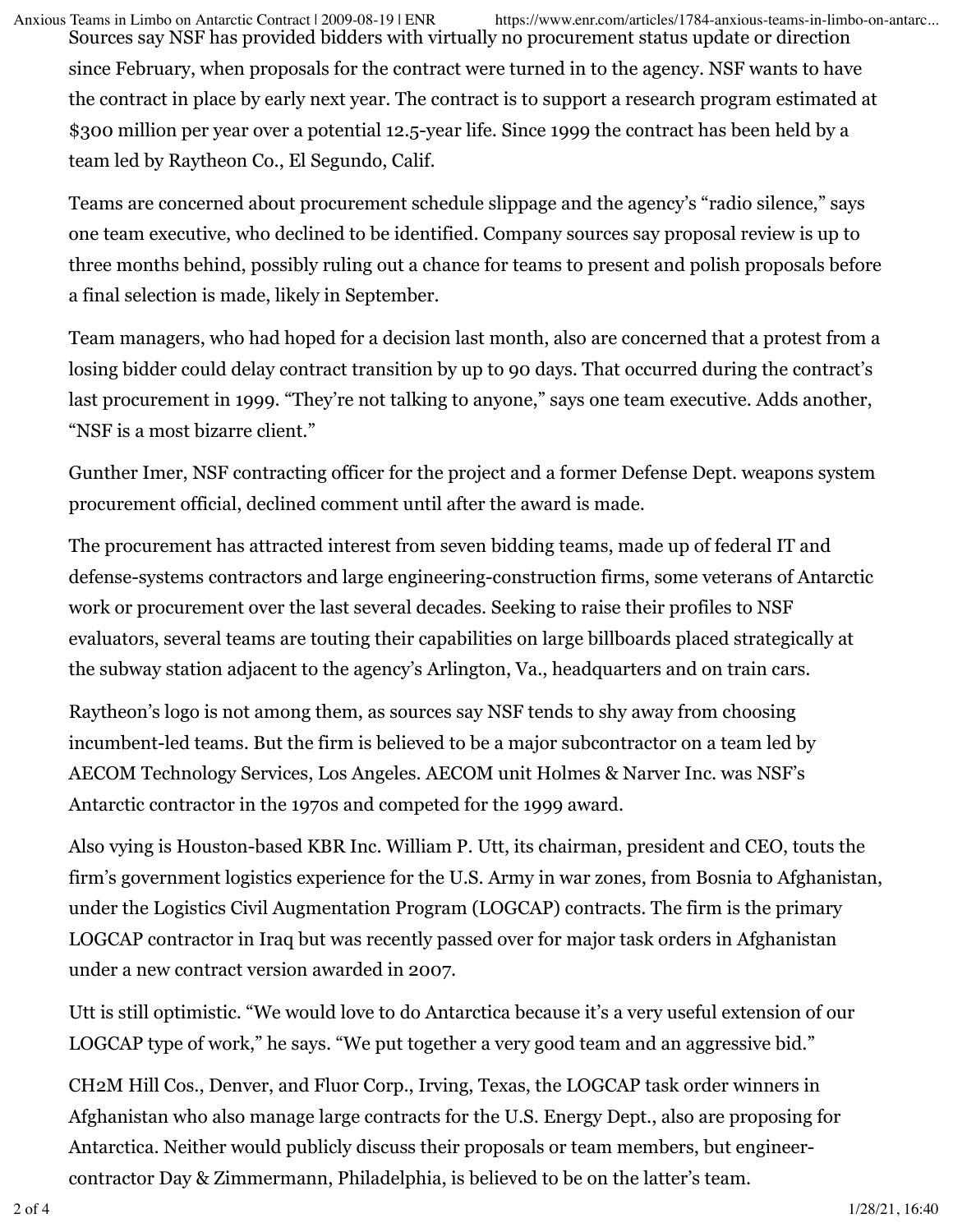Sources say NSF has provided bidders with virtually no procurement status update or direction since February, when proposals for the contract were turned in to the agency. NSF wants to have the contract in place by early next year. The contract is to support a research program estimated at $300 million per year over a potential 12.5-year life. Since 1999 the contract has been held by a team led by Raytheon Co., El Segundo, Calif.

Teams are concerned about procurement schedule slippage and the agency's "radio silence," says one team executive, who declined to be identified. Company sources say proposal review is up to three months behind, possibly ruling out a chance for teams to present and polish proposals before a final selection is made, likely in September.

Team managers, who had hoped for a decision last month, also are concerned that a protest from a losing bidder could delay contract transition by up to 90 days. That occurred during the contract's last procurement in 1999. "They're not talking to anyone," says one team executive. Adds another, "NSF is a most bizarre client."

Gunther Imer, NSF contracting officer for the project and a former Defense Dept. weapons system procurement official, declined comment until after the award is made.

The procurement has attracted interest from seven bidding teams, made up of federal IT and defense-systems contractors and large engineering-construction firms, some veterans of Antarctic work or procurement over the last several decades. Seeking to raise their profiles to NSF evaluators, several teams are touting their capabilities on large billboards placed strategically at the subway station adjacent to the agency's Arlington, Va., headquarters and on train cars.

Raytheon's logo is not among them, as sources say NSF tends to shy away from choosing incumbent-led teams. But the firm is believed to be a major subcontractor on a team led by AECOM Technology Services, Los Angeles. AECOM unit Holmes & Narver Inc. was NSF's Antarctic contractor in the 1970s and competed for the 1999 award.

Also vying is Houston-based KBR Inc. William P. Utt, its chairman, president and CEO, touts the firm's government logistics experience for the U.S. Army in war zones, from Bosnia to Afghanistan, under the Logistics Civil Augmentation Program (LOGCAP) contracts. The firm is the primary LOGCAP contractor in Iraq but was recently passed over for major task orders in Afghanistan under a new contract version awarded in 2007.

Utt is still optimistic. "We would love to do Antarctica because it's a very useful extension of our LOGCAP type of work," he says. "We put together a very good team and an aggressive bid."

CH2M Hill Cos., Denver, and Fluor Corp., Irving, Texas, the LOGCAP task order winners in Afghanistan who also manage large contracts for the U.S. Energy Dept., also are proposing for Antarctica. Neither would publicly discuss their proposals or team members, but engineer-contractor Day & Zimmermann, Philadelphia, is believed to be on the latter's team.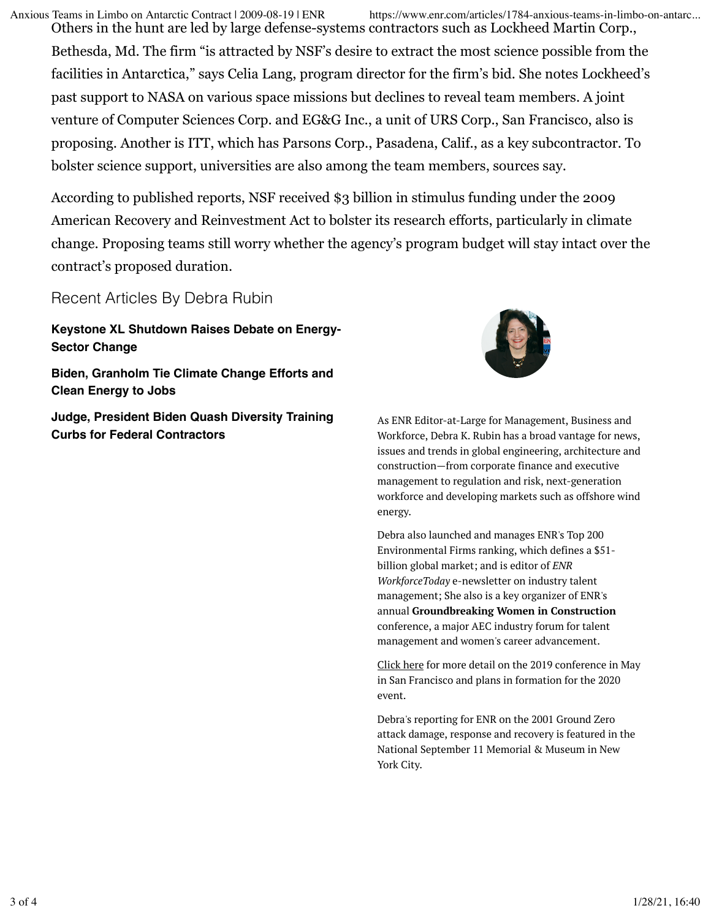Others in the hunt are led by large defense-systems contractors such as Lockheed Martin Corp., Bethesda, Md. The firm "is attracted by NSF's desire to extract the most science possible from the facilities in Antarctica," says Celia Lang, program director for the firm's bid. She notes Lockheed's past support to NASA on various space missions but declines to reveal team members. A joint venture of Computer Sciences Corp. and EG&G Inc., a unit of URS Corp., San Francisco, also is proposing. Another is ITT, which has Parsons Corp., Pasadena, Calif., as a key subcontractor. To bolster science support, universities are also among the team members, sources say.

According to published reports, NSF received $3 billion in stimulus funding under the 2009 American Recovery and Reinvestment Act to bolster its research efforts, particularly in climate change. Proposing teams still worry whether the agency's program budget will stay intact over the contract's proposed duration.

## Recent Articles By Debra Rubin

**Keystone XL Shutdown Raises Debate on Energy-Sector Change**

**Biden, Granholm Tie Climate Change Efforts and Clean Energy to Jobs**

**Judge, President Biden Quash Diversity Training Curbs for Federal Contractors**

As ENR Editor-at-Large for Management, Business and Workforce, Debra K. Rubin has a broad vantage for news, issues and trends in global engineering, architecture and construction—from corporate finance and executive management to regulation and risk, next-generation workforce and developing markets such as offshore wind energy.

Debra also launched and manages ENR's Top 200 Environmental Firms ranking, which defines a $51-billion global market; and is editor of *ENR WorkforceToday* e-newsletter on industry talent management; She also is a key organizer of ENR's annual **Groundbreaking Women in Construction** conference, a major AEC industry forum for talent management and women's career advancement.

Click here for more detail on the 2019 conference in May in San Francisco and plans in formation for the 2020 event.

Debra's reporting for ENR on the 2001 Ground Zero attack damage, response and recovery is featured in the National September 11 Memorial & Museum in New York City.